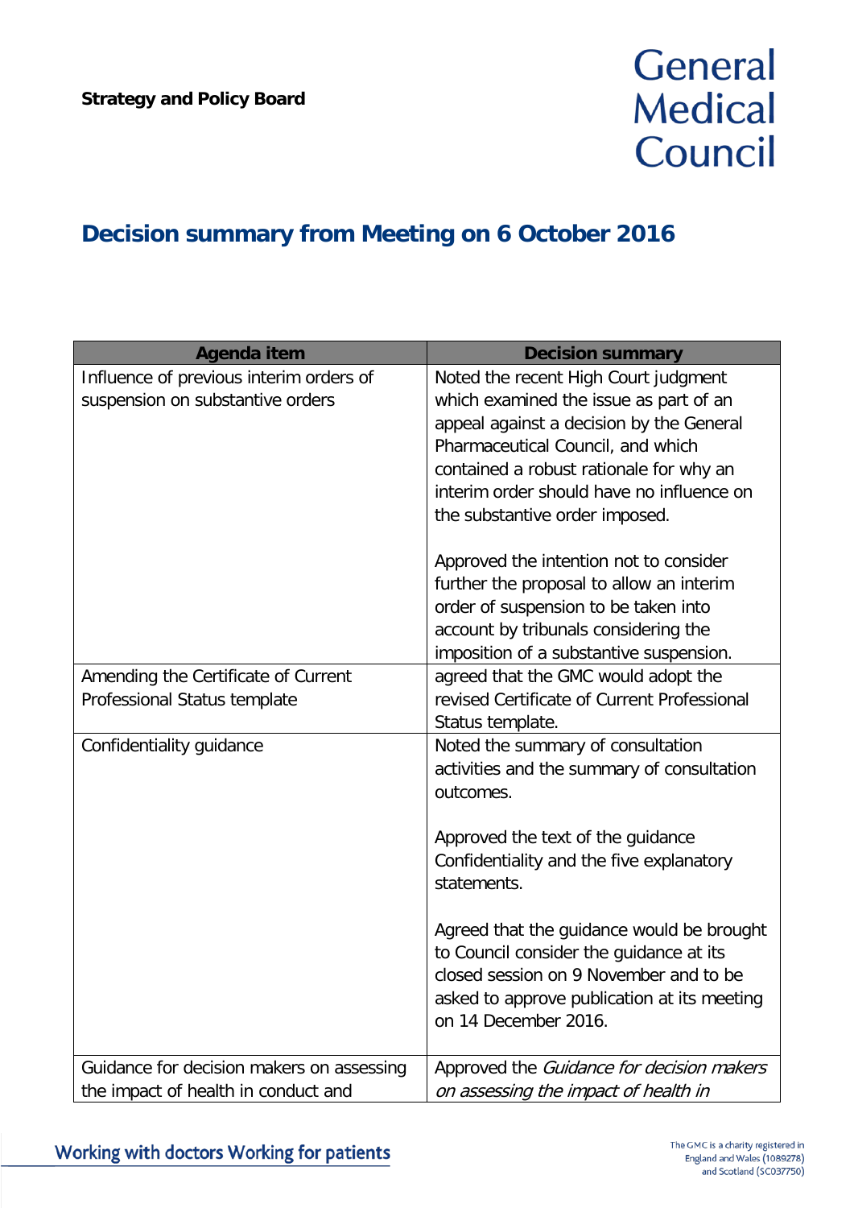**Strategy and Policy Board**

General Medical Council

# Decision summary from Meeting on 6 October 2016

| Agenda item | Decision summary |
|---|---|
| Influence of previous interim orders of suspension on substantive orders | Noted the recent High Court judgment which examined the issue as part of an appeal against a decision by the General Pharmaceutical Council, and which contained a robust rationale for why an interim order should have no influence on the substantive order imposed.<br><br>Approved the intention not to consider further the proposal to allow an interim order of suspension to be taken into account by tribunals considering the imposition of a substantive suspension. |
| Amending the Certificate of Current Professional Status template | agreed that the GMC would adopt the revised Certificate of Current Professional Status template. |
| Confidentiality guidance | Noted the summary of consultation activities and the summary of consultation outcomes.<br><br>Approved the text of the guidance Confidentiality and the five explanatory statements.<br><br>Agreed that the guidance would be brought to Council consider the guidance at its closed session on 9 November and to be asked to approve publication at its meeting on 14 December 2016. |
| Guidance for decision makers on assessing the impact of health in conduct and | Approved the *Guidance for decision makers on assessing the impact of health in* |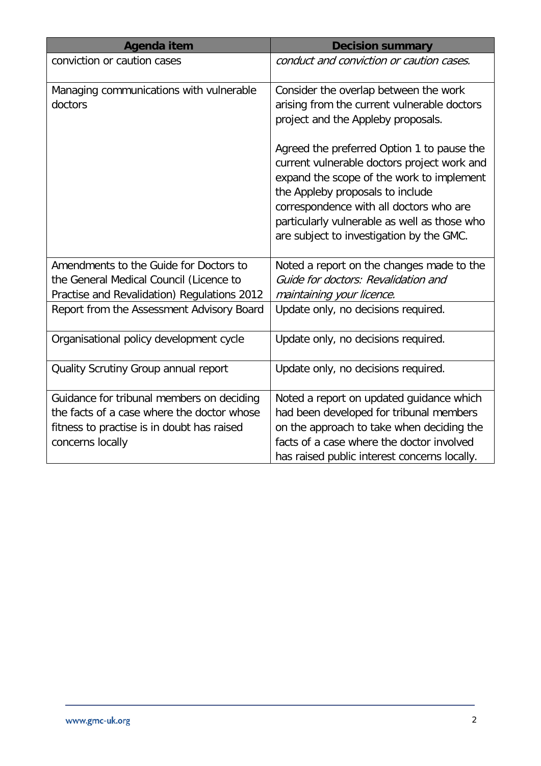| Agenda item | Decision summary |
|---|---|
| conviction or caution cases | *conduct and conviction or caution cases.* |
| Managing communications with vulnerable doctors | Consider the overlap between the work arising from the current vulnerable doctors project and the Appleby proposals.<br><br>Agreed the preferred Option 1 to pause the current vulnerable doctors project work and expand the scope of the work to implement the Appleby proposals to include correspondence with all doctors who are particularly vulnerable as well as those who are subject to investigation by the GMC. |
| Amendments to the Guide for Doctors to the General Medical Council (Licence to Practise and Revalidation) Regulations 2012 | Noted a report on the changes made to the *Guide for doctors: Revalidation and maintaining your licence.* |
| Report from the Assessment Advisory Board | Update only, no decisions required. |
| Organisational policy development cycle | Update only, no decisions required. |
| Quality Scrutiny Group annual report | Update only, no decisions required. |
| Guidance for tribunal members on deciding the facts of a case where the doctor whose fitness to practise is in doubt has raised concerns locally | Noted a report on updated guidance which had been developed for tribunal members on the approach to take when deciding the facts of a case where the doctor involved has raised public interest concerns locally. |